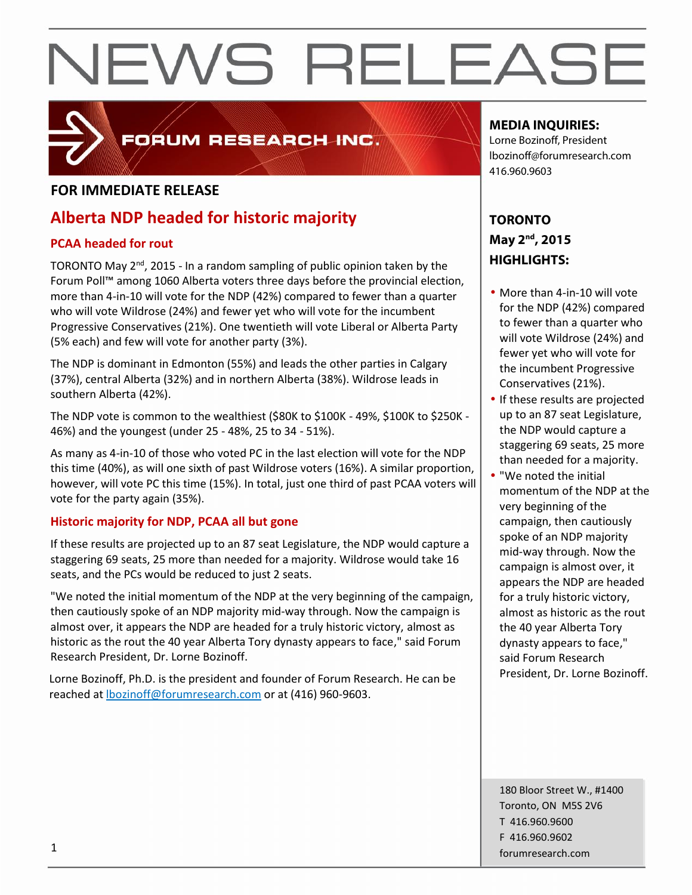# NEWS RELEASE

FORUM RESEARCH INC.

**FOR IMMEDIATE RELEASE**

## Alberta NDP headed for historic majority

### PCAA headed for rout

TORONTO May 2nd, 2015 - In a random sampling of public opinion taken by the Forum Poll™ among 1060 Alberta voters three days before the provincial election, more than 4-in-10 will vote for the NDP (42%) compared to fewer than a quarter who will vote Wildrose (24%) and fewer yet who will vote for the incumbent Progressive Conservatives (21%). One twentieth will vote Liberal or Alberta Party (5% each) and few will vote for another party (3%).

The NDP is dominant in Edmonton (55%) and leads the other parties in Calgary (37%), central Alberta (32%) and in northern Alberta (38%). Wildrose leads in southern Alberta (42%).

The NDP vote is common to the wealthiest ($80K to $100K - 49%, $100K to $250K - 46%) and the youngest (under 25 - 48%, 25 to 34 - 51%).

As many as 4-in-10 of those who voted PC in the last election will vote for the NDP this time (40%), as will one sixth of past Wildrose voters (16%). A similar proportion, however, will vote PC this time (15%). In total, just one third of past PCAA voters will vote for the party again (35%).

### Historic majority for NDP, PCAA all but gone

If these results are projected up to an 87 seat Legislature, the NDP would capture a staggering 69 seats, 25 more than needed for a majority. Wildrose would take 16 seats, and the PCs would be reduced to just 2 seats.

"We noted the initial momentum of the NDP at the very beginning of the campaign, then cautiously spoke of an NDP majority mid-way through. Now the campaign is almost over, it appears the NDP are headed for a truly historic victory, almost as historic as the rout the 40 year Alberta Tory dynasty appears to face," said Forum Research President, Dr. Lorne Bozinoff.

Lorne Bozinoff, Ph.D. is the president and founder of Forum Research. He can be reached at lbozinoff@forumresearch.com or at (416) 960-9603.

**MEDIA INQUIRIES:**
Lorne Bozinoff, President
lbozinoff@forumresearch.com
416.960.9603

**TORONTO**
**May 2nd, 2015**
**HIGHLIGHTS:**

- More than 4-in-10 will vote for the NDP (42%) compared to fewer than a quarter who will vote Wildrose (24%) and fewer yet who will vote for the incumbent Progressive Conservatives (21%).
- If these results are projected up to an 87 seat Legislature, the NDP would capture a staggering 69 seats, 25 more than needed for a majority.
- "We noted the initial momentum of the NDP at the very beginning of the campaign, then cautiously spoke of an NDP majority mid-way through. Now the campaign is almost over, it appears the NDP are headed for a truly historic victory, almost as historic as the rout the 40 year Alberta Tory dynasty appears to face," said Forum Research President, Dr. Lorne Bozinoff.

180 Bloor Street W., #1400
Toronto, ON M5S 2V6
T 416.960.9600
F 416.960.9602
forumresearch.com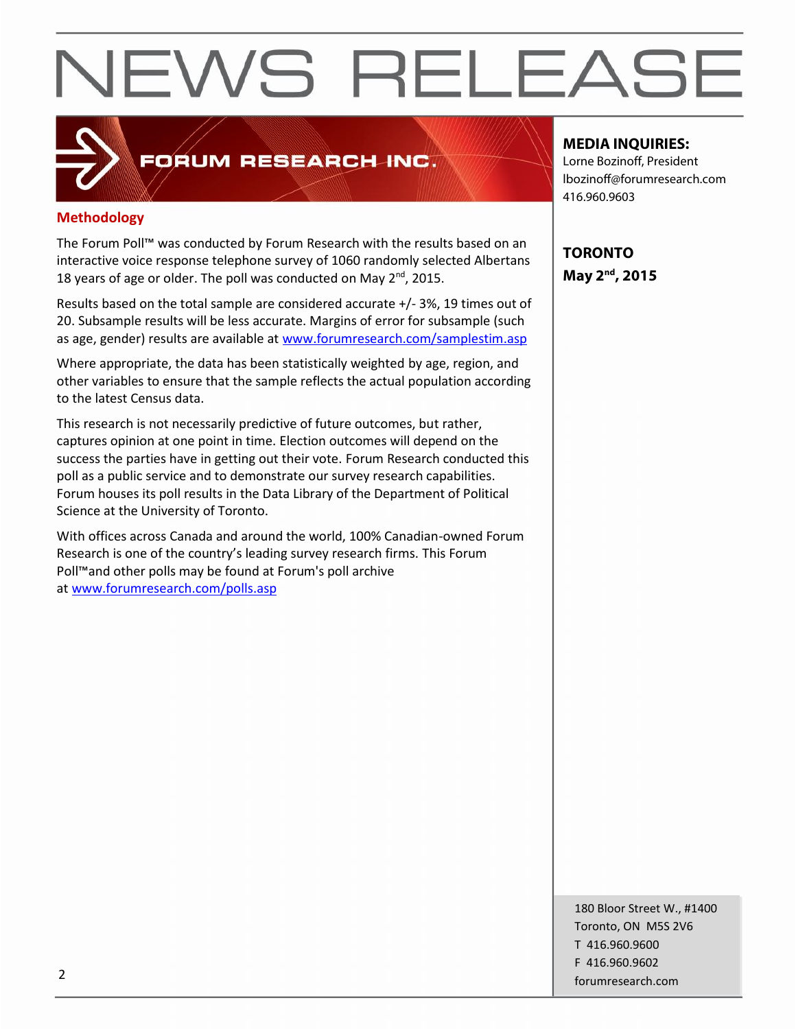# NEWS RELEASE

FORUM RESEARCH INC.

**MEDIA INQUIRIES:**
Lorne Bozinoff, President
lbozinoff@forumresearch.com
416.960.9603

**TORONTO**
**May 2nd, 2015**

## Methodology

The Forum Poll™ was conducted by Forum Research with the results based on an interactive voice response telephone survey of 1060 randomly selected Albertans 18 years of age or older. The poll was conducted on May 2nd, 2015.

Results based on the total sample are considered accurate +/- 3%, 19 times out of 20. Subsample results will be less accurate. Margins of error for subsample (such as age, gender) results are available at www.forumresearch.com/samplestim.asp

Where appropriate, the data has been statistically weighted by age, region, and other variables to ensure that the sample reflects the actual population according to the latest Census data.

This research is not necessarily predictive of future outcomes, but rather, captures opinion at one point in time. Election outcomes will depend on the success the parties have in getting out their vote. Forum Research conducted this poll as a public service and to demonstrate our survey research capabilities. Forum houses its poll results in the Data Library of the Department of Political Science at the University of Toronto.

With offices across Canada and around the world, 100% Canadian-owned Forum Research is one of the country's leading survey research firms. This Forum Poll™and other polls may be found at Forum's poll archive at www.forumresearch.com/polls.asp

180 Bloor Street W., #1400
Toronto, ON M5S 2V6
T 416.960.9600
F 416.960.9602
forumresearch.com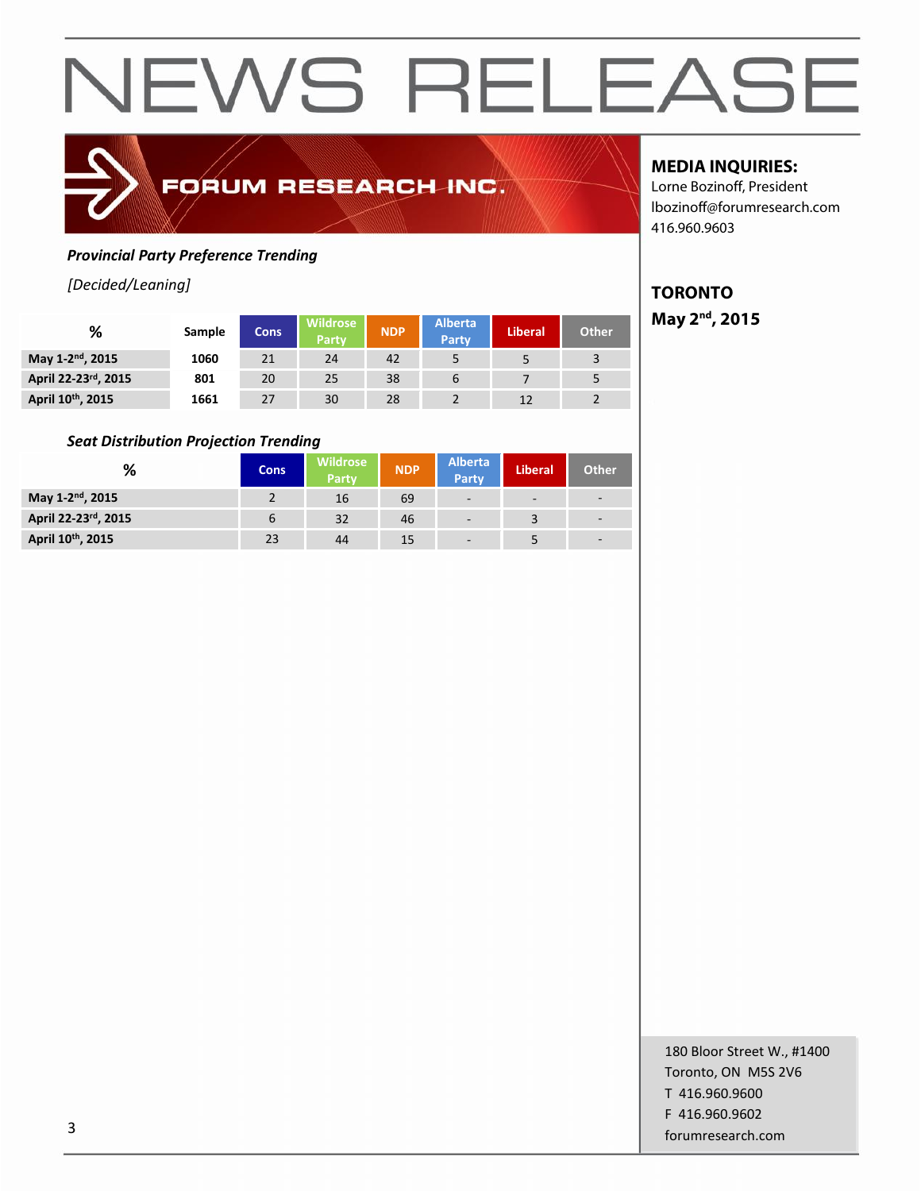# NEWS RELEASE

FORUM RESEARCH INC.

**MEDIA INQUIRIES:**
Lorne Bozinoff, President
lbozinoff@forumresearch.com
416.960.9603

**TORONTO**
**May 2nd, 2015**

***Provincial Party Preference Trending***

*[Decided/Leaning]*

| % | Sample | Cons | Wildrose Party | NDP | Alberta Party | Liberal | Other |
|---|---|---|---|---|---|---|---|
| **May 1-2nd, 2015** | **1060** | 21 | 24 | 42 | 5 | 5 | 3 |
| **April 22-23rd, 2015** | **801** | 20 | 25 | 38 | 6 | 7 | 5 |
| **April 10th, 2015** | **1661** | 27 | 30 | 28 | 2 | 12 | 2 |

***Seat Distribution Projection Trending***

| % | Cons | Wildrose Party | NDP | Alberta Party | Liberal | Other |
|---|---|---|---|---|---|---|
| **May 1-2nd, 2015** | 2 | 16 | 69 | - | - | - |
| **April 22-23rd, 2015** | 6 | 32 | 46 | - | 3 | - |
| **April 10th, 2015** | 23 | 44 | 15 | - | 5 | - |

180 Bloor Street W., #1400
Toronto, ON M5S 2V6
T 416.960.9600
F 416.960.9602
forumresearch.com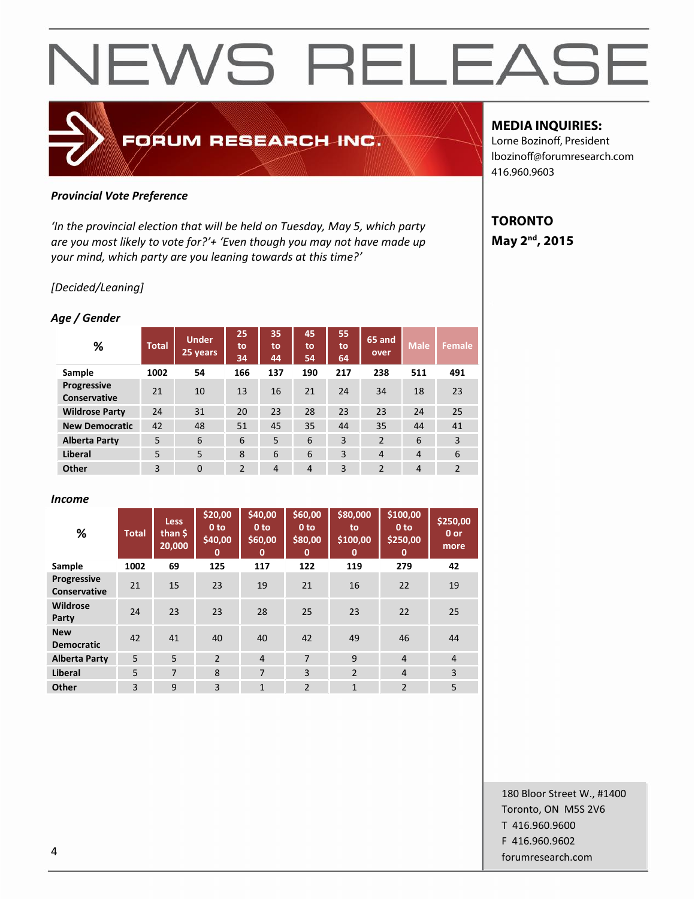# NEWS RELEASE

FORUM RESEARCH INC.

**MEDIA INQUIRIES:**
Lorne Bozinoff, President
lbozinoff@forumresearch.com
416.960.9603

**TORONTO**
**May 2nd, 2015**

***Provincial Vote Preference***

*'In the provincial election that will be held on Tuesday, May 5, which party are you most likely to vote for?'+ 'Even though you may not have made up your mind, which party are you leaning towards at this time?'*

*[Decided/Leaning]*

***Age / Gender***

| % | Total | Under 25 years | 25 to 34 | 35 to 44 | 45 to 54 | 55 to 64 | 65 and over | Male | Female |
|---|---|---|---|---|---|---|---|---|---|
| Sample | 1002 | 54 | 166 | 137 | 190 | 217 | 238 | 511 | 491 |
| Progressive Conservative | 21 | 10 | 13 | 16 | 21 | 24 | 34 | 18 | 23 |
| Wildrose Party | 24 | 31 | 20 | 23 | 28 | 23 | 23 | 24 | 25 |
| New Democratic | 42 | 48 | 51 | 45 | 35 | 44 | 35 | 44 | 41 |
| Alberta Party | 5 | 6 | 6 | 5 | 6 | 3 | 2 | 6 | 3 |
| Liberal | 5 | 5 | 8 | 6 | 6 | 3 | 4 | 4 | 6 |
| Other | 3 | 0 | 2 | 4 | 4 | 3 | 2 | 4 | 2 |

***Income***

| % | Total | Less than $ 20,000 | $20,000 to $40,000 | $40,000 to $60,000 | $60,000 to $80,000 | $80,000 to $100,000 | $100,000 to $250,000 | $250,000 or more |
|---|---|---|---|---|---|---|---|---|
| Sample | 1002 | 69 | 125 | 117 | 122 | 119 | 279 | 42 |
| Progressive Conservative | 21 | 15 | 23 | 19 | 21 | 16 | 22 | 19 |
| Wildrose Party | 24 | 23 | 23 | 28 | 25 | 23 | 22 | 25 |
| New Democratic | 42 | 41 | 40 | 40 | 42 | 49 | 46 | 44 |
| Alberta Party | 5 | 5 | 2 | 4 | 7 | 9 | 4 | 4 |
| Liberal | 5 | 7 | 8 | 7 | 3 | 2 | 4 | 3 |
| Other | 3 | 9 | 3 | 1 | 2 | 1 | 2 | 5 |

180 Bloor Street W., #1400
Toronto, ON M5S 2V6
T 416.960.9600
F 416.960.9602
forumresearch.com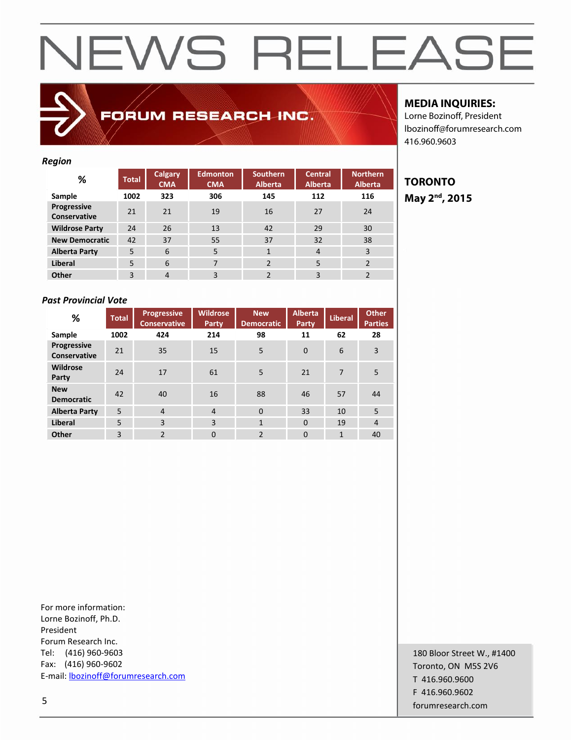# NEWS RELEASE

FORUM RESEARCH INC.

**MEDIA INQUIRIES:**
Lorne Bozinoff, President
lbozinoff@forumresearch.com
416.960.9603

**TORONTO**
**May 2nd, 2015**

***Region***

| % | Total | Calgary CMA | Edmonton CMA | Southern Alberta | Central Alberta | Northern Alberta |
|---|---|---|---|---|---|---|
| **Sample** | **1002** | **323** | **306** | **145** | **112** | **116** |
| **Progressive Conservative** | 21 | 21 | 19 | 16 | 27 | 24 |
| **Wildrose Party** | 24 | 26 | 13 | 42 | 29 | 30 |
| **New Democratic** | 42 | 37 | 55 | 37 | 32 | 38 |
| **Alberta Party** | 5 | 6 | 5 | 1 | 4 | 3 |
| **Liberal** | 5 | 6 | 7 | 2 | 5 | 2 |
| **Other** | 3 | 4 | 3 | 2 | 3 | 2 |

***Past Provincial Vote***

| % | Total | Progressive Conservative | Wildrose Party | New Democratic | Alberta Party | Liberal | Other Parties |
|---|---|---|---|---|---|---|---|
| **Sample** | **1002** | **424** | **214** | **98** | **11** | **62** | **28** |
| **Progressive Conservative** | 21 | 35 | 15 | 5 | 0 | 6 | 3 |
| **Wildrose Party** | 24 | 17 | 61 | 5 | 21 | 7 | 5 |
| **New Democratic** | 42 | 40 | 16 | 88 | 46 | 57 | 44 |
| **Alberta Party** | 5 | 4 | 4 | 0 | 33 | 10 | 5 |
| **Liberal** | 5 | 3 | 3 | 1 | 0 | 19 | 4 |
| **Other** | 3 | 2 | 0 | 2 | 0 | 1 | 40 |

For more information:
Lorne Bozinoff, Ph.D.
President
Forum Research Inc.
Tel: (416) 960-9603
Fax: (416) 960-9602
E-mail: lbozinoff@forumresearch.com

180 Bloor Street W., #1400
Toronto, ON M5S 2V6
T 416.960.9600
F 416.960.9602
forumresearch.com